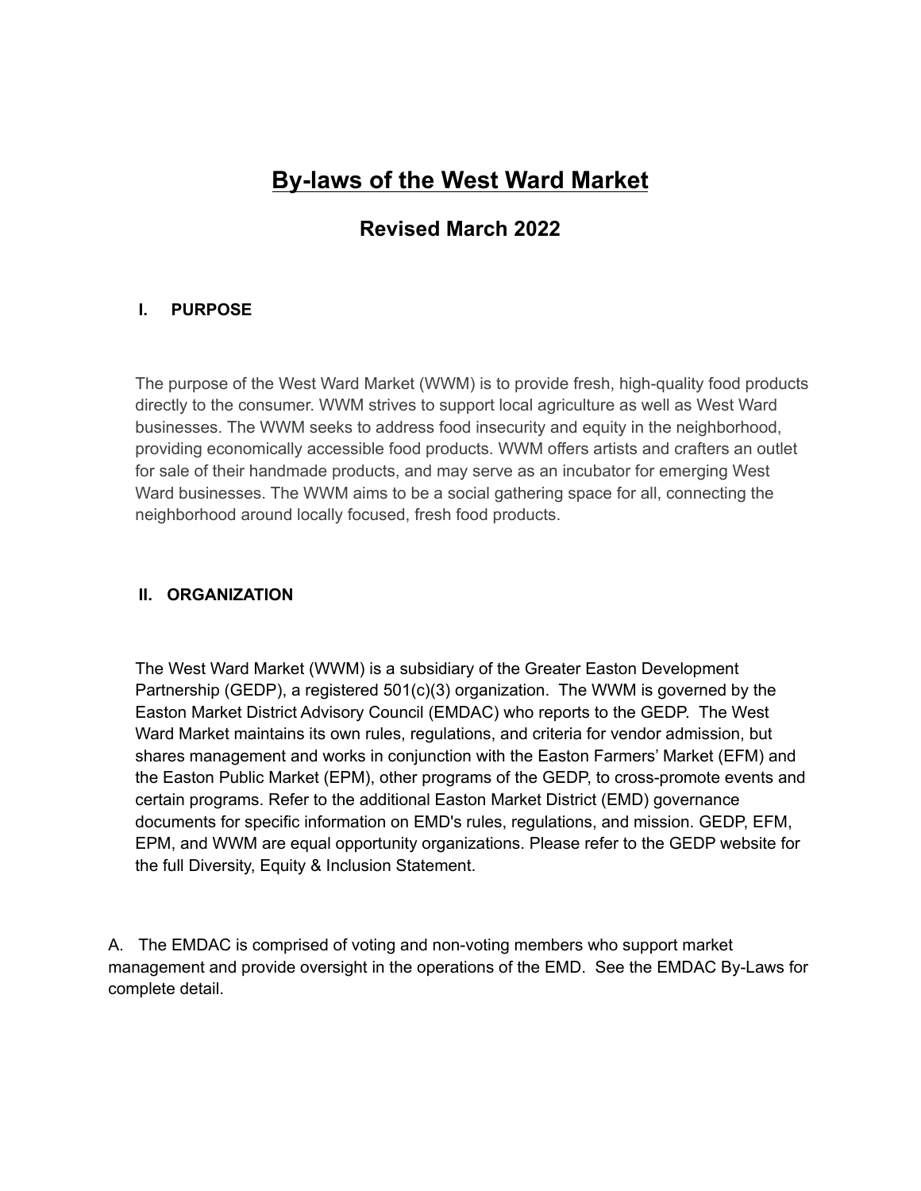# By-laws of the West Ward Market

## Revised March 2022

### I. PURPOSE

The purpose of the West Ward Market (WWM) is to provide fresh, high-quality food products directly to the consumer. WWM strives to support local agriculture as well as West Ward businesses. The WWM seeks to address food insecurity and equity in the neighborhood, providing economically accessible food products. WWM offers artists and crafters an outlet for sale of their handmade products, and may serve as an incubator for emerging West Ward businesses. The WWM aims to be a social gathering space for all, connecting the neighborhood around locally focused, fresh food products.

### II. ORGANIZATION

The West Ward Market (WWM) is a subsidiary of the Greater Easton Development Partnership (GEDP), a registered 501(c)(3) organization. The WWM is governed by the Easton Market District Advisory Council (EMDAC) who reports to the GEDP. The West Ward Market maintains its own rules, regulations, and criteria for vendor admission, but shares management and works in conjunction with the Easton Farmers' Market (EFM) and the Easton Public Market (EPM), other programs of the GEDP, to cross-promote events and certain programs. Refer to the additional Easton Market District (EMD) governance documents for specific information on EMD's rules, regulations, and mission. GEDP, EFM, EPM, and WWM are equal opportunity organizations. Please refer to the GEDP website for the full Diversity, Equity & Inclusion Statement.

A. The EMDAC is comprised of voting and non-voting members who support market management and provide oversight in the operations of the EMD. See the EMDAC By-Laws for complete detail.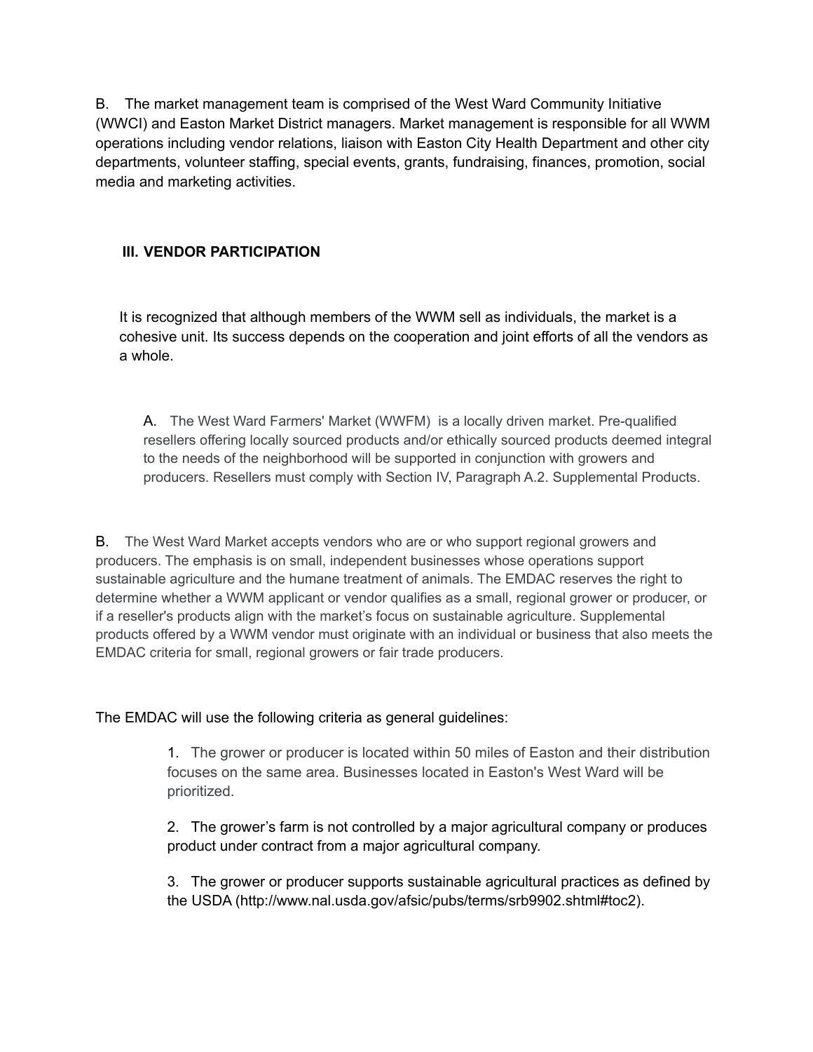B. The market management team is comprised of the West Ward Community Initiative (WWCI) and Easton Market District managers. Market management is responsible for all WWM operations including vendor relations, liaison with Easton City Health Department and other city departments, volunteer staffing, special events, grants, fundraising, finances, promotion, social media and marketing activities.

### III. VENDOR PARTICIPATION

It is recognized that although members of the WWM sell as individuals, the market is a cohesive unit. Its success depends on the cooperation and joint efforts of all the vendors as a whole.

A. The West Ward Farmers' Market (WWFM) is a locally driven market. Pre-qualified resellers offering locally sourced products and/or ethically sourced products deemed integral to the needs of the neighborhood will be supported in conjunction with growers and producers. Resellers must comply with Section IV, Paragraph A.2. Supplemental Products.

B. The West Ward Market accepts vendors who are or who support regional growers and producers. The emphasis is on small, independent businesses whose operations support sustainable agriculture and the humane treatment of animals. The EMDAC reserves the right to determine whether a WWM applicant or vendor qualifies as a small, regional grower or producer, or if a reseller's products align with the market's focus on sustainable agriculture. Supplemental products offered by a WWM vendor must originate with an individual or business that also meets the EMDAC criteria for small, regional growers or fair trade producers.

The EMDAC will use the following criteria as general guidelines:

1. The grower or producer is located within 50 miles of Easton and their distribution focuses on the same area. Businesses located in Easton's West Ward will be prioritized.

2. The grower's farm is not controlled by a major agricultural company or produces product under contract from a major agricultural company.

3. The grower or producer supports sustainable agricultural practices as defined by the USDA (http://www.nal.usda.gov/afsic/pubs/terms/srb9902.shtml#toc2).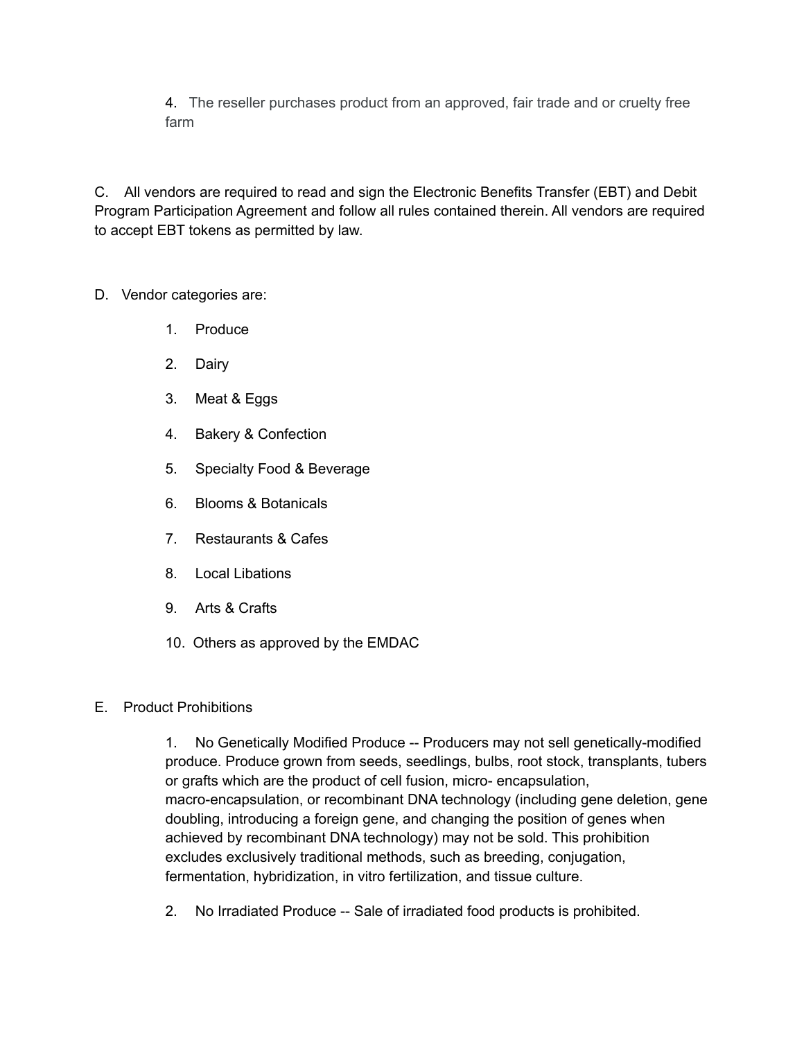4. The reseller purchases product from an approved, fair trade and or cruelty free farm

C. All vendors are required to read and sign the Electronic Benefits Transfer (EBT) and Debit Program Participation Agreement and follow all rules contained therein. All vendors are required to accept EBT tokens as permitted by law.

D. Vendor categories are:

1. Produce
2. Dairy
3. Meat & Eggs
4. Bakery & Confection
5. Specialty Food & Beverage
6. Blooms & Botanicals
7. Restaurants & Cafes
8. Local Libations
9. Arts & Crafts
10. Others as approved by the EMDAC

E. Product Prohibitions

1. No Genetically Modified Produce -- Producers may not sell genetically-modified produce. Produce grown from seeds, seedlings, bulbs, root stock, transplants, tubers or grafts which are the product of cell fusion, micro- encapsulation, macro-encapsulation, or recombinant DNA technology (including gene deletion, gene doubling, introducing a foreign gene, and changing the position of genes when achieved by recombinant DNA technology) may not be sold. This prohibition excludes exclusively traditional methods, such as breeding, conjugation, fermentation, hybridization, in vitro fertilization, and tissue culture.

2. No Irradiated Produce -- Sale of irradiated food products is prohibited.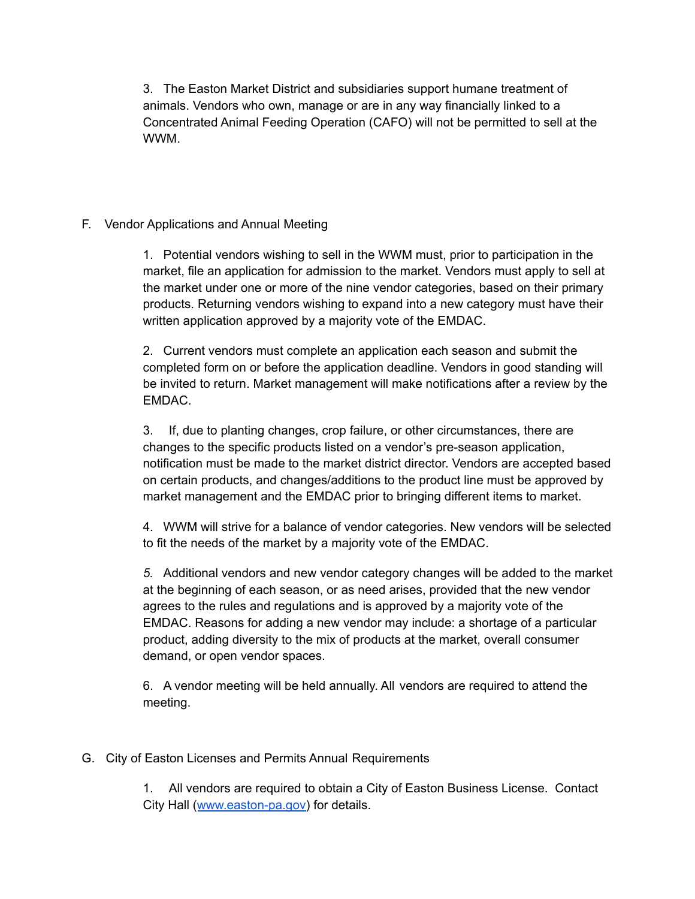3. The Easton Market District and subsidiaries support humane treatment of animals. Vendors who own, manage or are in any way financially linked to a Concentrated Animal Feeding Operation (CAFO) will not be permitted to sell at the WWM.

## F. Vendor Applications and Annual Meeting

1. Potential vendors wishing to sell in the WWM must, prior to participation in the market, file an application for admission to the market. Vendors must apply to sell at the market under one or more of the nine vendor categories, based on their primary products. Returning vendors wishing to expand into a new category must have their written application approved by a majority vote of the EMDAC.

2. Current vendors must complete an application each season and submit the completed form on or before the application deadline. Vendors in good standing will be invited to return. Market management will make notifications after a review by the EMDAC.

3. If, due to planting changes, crop failure, or other circumstances, there are changes to the specific products listed on a vendor's pre-season application, notification must be made to the market district director. Vendors are accepted based on certain products, and changes/additions to the product line must be approved by market management and the EMDAC prior to bringing different items to market.

4. WWM will strive for a balance of vendor categories. New vendors will be selected to fit the needs of the market by a majority vote of the EMDAC.

5. Additional vendors and new vendor category changes will be added to the market at the beginning of each season, or as need arises, provided that the new vendor agrees to the rules and regulations and is approved by a majority vote of the EMDAC. Reasons for adding a new vendor may include: a shortage of a particular product, adding diversity to the mix of products at the market, overall consumer demand, or open vendor spaces.

6. A vendor meeting will be held annually. All vendors are required to attend the meeting.

## G. City of Easton Licenses and Permits Annual Requirements

1. All vendors are required to obtain a City of Easton Business License. Contact City Hall ([www.easton-pa.gov](http://www.easton-pa.gov)) for details.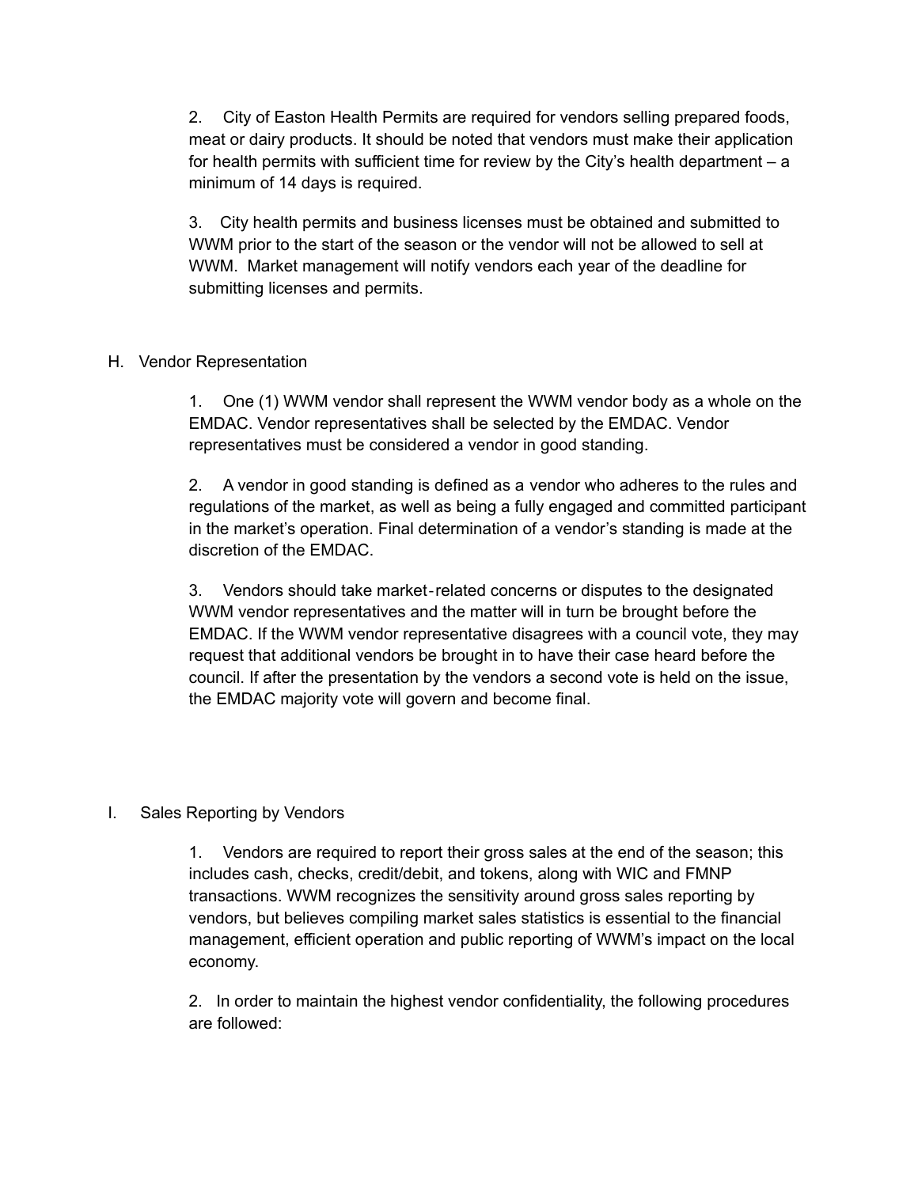2. City of Easton Health Permits are required for vendors selling prepared foods, meat or dairy products. It should be noted that vendors must make their application for health permits with sufficient time for review by the City's health department – a minimum of 14 days is required.

3. City health permits and business licenses must be obtained and submitted to WWM prior to the start of the season or the vendor will not be allowed to sell at WWM. Market management will notify vendors each year of the deadline for submitting licenses and permits.

## H. Vendor Representation

1. One (1) WWM vendor shall represent the WWM vendor body as a whole on the EMDAC. Vendor representatives shall be selected by the EMDAC. Vendor representatives must be considered a vendor in good standing.

2. A vendor in good standing is defined as a vendor who adheres to the rules and regulations of the market, as well as being a fully engaged and committed participant in the market's operation. Final determination of a vendor's standing is made at the discretion of the EMDAC.

3. Vendors should take market-related concerns or disputes to the designated WWM vendor representatives and the matter will in turn be brought before the EMDAC. If the WWM vendor representative disagrees with a council vote, they may request that additional vendors be brought in to have their case heard before the council. If after the presentation by the vendors a second vote is held on the issue, the EMDAC majority vote will govern and become final.

## I. Sales Reporting by Vendors

1. Vendors are required to report their gross sales at the end of the season; this includes cash, checks, credit/debit, and tokens, along with WIC and FMNP transactions. WWM recognizes the sensitivity around gross sales reporting by vendors, but believes compiling market sales statistics is essential to the financial management, efficient operation and public reporting of WWM's impact on the local economy.

2. In order to maintain the highest vendor confidentiality, the following procedures are followed: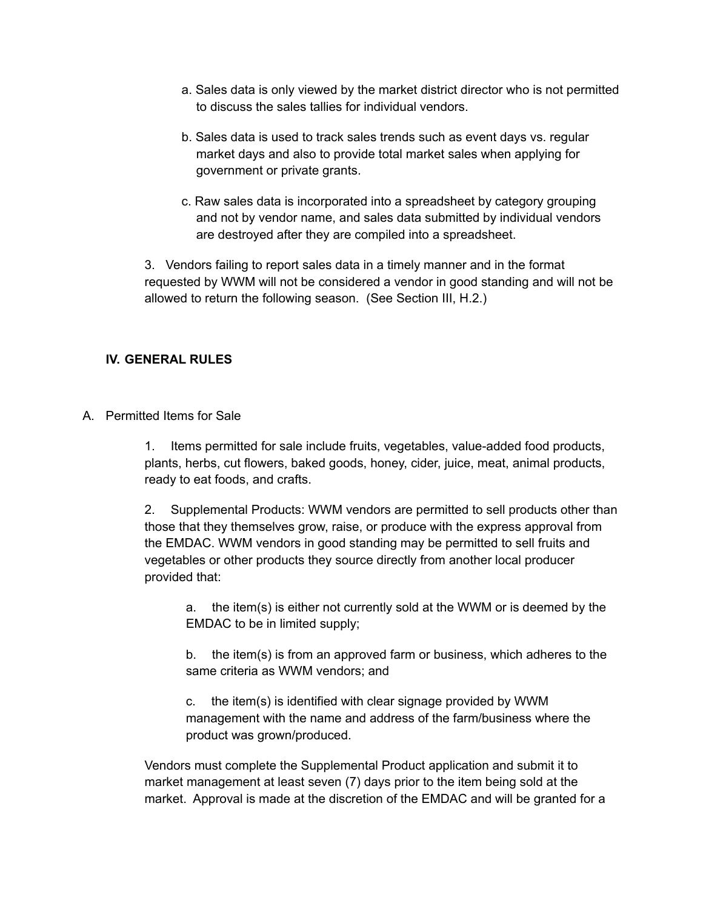a. Sales data is only viewed by the market district director who is not permitted to discuss the sales tallies for individual vendors.

b. Sales data is used to track sales trends such as event days vs. regular market days and also to provide total market sales when applying for government or private grants.

c. Raw sales data is incorporated into a spreadsheet by category grouping and not by vendor name, and sales data submitted by individual vendors are destroyed after they are compiled into a spreadsheet.

3. Vendors failing to report sales data in a timely manner and in the format requested by WWM will not be considered a vendor in good standing and will not be allowed to return the following season. (See Section III, H.2.)

## IV. GENERAL RULES

A. Permitted Items for Sale

1. Items permitted for sale include fruits, vegetables, value-added food products, plants, herbs, cut flowers, baked goods, honey, cider, juice, meat, animal products, ready to eat foods, and crafts.

2. Supplemental Products: WWM vendors are permitted to sell products other than those that they themselves grow, raise, or produce with the express approval from the EMDAC. WWM vendors in good standing may be permitted to sell fruits and vegetables or other products they source directly from another local producer provided that:

a. the item(s) is either not currently sold at the WWM or is deemed by the EMDAC to be in limited supply;

b. the item(s) is from an approved farm or business, which adheres to the same criteria as WWM vendors; and

c. the item(s) is identified with clear signage provided by WWM management with the name and address of the farm/business where the product was grown/produced.

Vendors must complete the Supplemental Product application and submit it to market management at least seven (7) days prior to the item being sold at the market. Approval is made at the discretion of the EMDAC and will be granted for a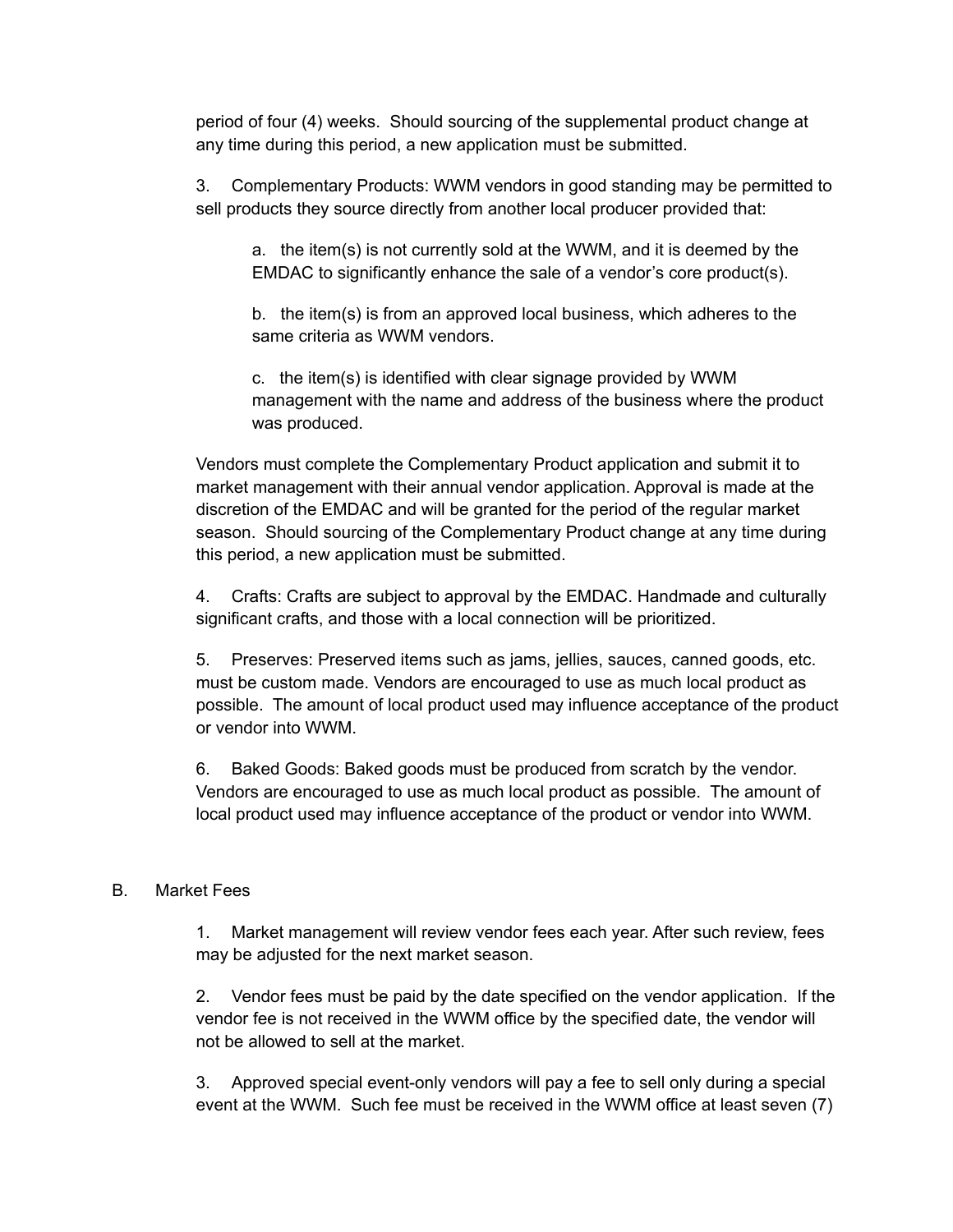period of four (4) weeks. Should sourcing of the supplemental product change at any time during this period, a new application must be submitted.

3. Complementary Products: WWM vendors in good standing may be permitted to sell products they source directly from another local producer provided that:

   a. the item(s) is not currently sold at the WWM, and it is deemed by the EMDAC to significantly enhance the sale of a vendor's core product(s).

   b. the item(s) is from an approved local business, which adheres to the same criteria as WWM vendors.

   c. the item(s) is identified with clear signage provided by WWM management with the name and address of the business where the product was produced.

Vendors must complete the Complementary Product application and submit it to market management with their annual vendor application. Approval is made at the discretion of the EMDAC and will be granted for the period of the regular market season. Should sourcing of the Complementary Product change at any time during this period, a new application must be submitted.

4. Crafts: Crafts are subject to approval by the EMDAC. Handmade and culturally significant crafts, and those with a local connection will be prioritized.

5. Preserves: Preserved items such as jams, jellies, sauces, canned goods, etc. must be custom made. Vendors are encouraged to use as much local product as possible. The amount of local product used may influence acceptance of the product or vendor into WWM.

6. Baked Goods: Baked goods must be produced from scratch by the vendor. Vendors are encouraged to use as much local product as possible. The amount of local product used may influence acceptance of the product or vendor into WWM.

## B. Market Fees

1. Market management will review vendor fees each year. After such review, fees may be adjusted for the next market season.

2. Vendor fees must be paid by the date specified on the vendor application. If the vendor fee is not received in the WWM office by the specified date, the vendor will not be allowed to sell at the market.

3. Approved special event-only vendors will pay a fee to sell only during a special event at the WWM. Such fee must be received in the WWM office at least seven (7)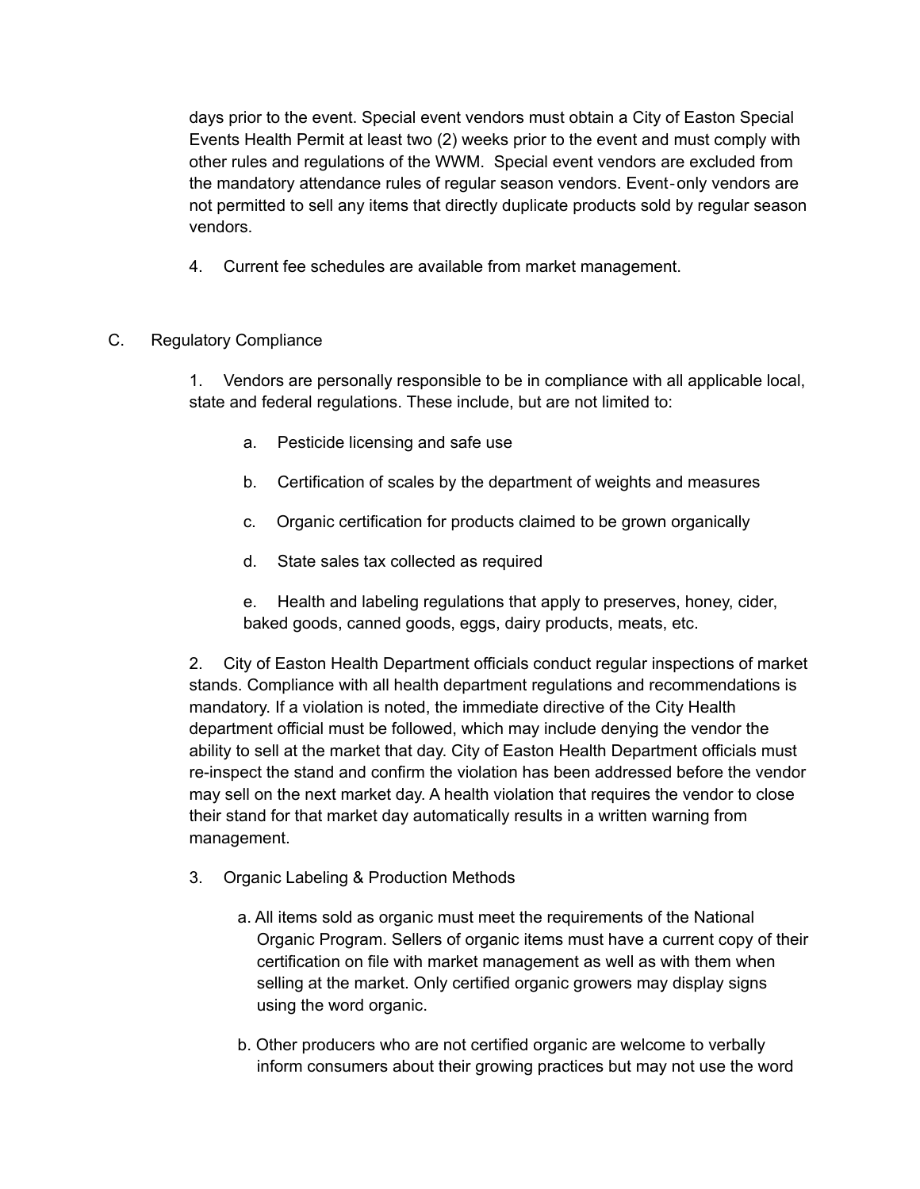days prior to the event. Special event vendors must obtain a City of Easton Special Events Health Permit at least two (2) weeks prior to the event and must comply with other rules and regulations of the WWM. Special event vendors are excluded from the mandatory attendance rules of regular season vendors. Event-only vendors are not permitted to sell any items that directly duplicate products sold by regular season vendors.

4. Current fee schedules are available from market management.

C. Regulatory Compliance

1. Vendors are personally responsible to be in compliance with all applicable local, state and federal regulations. These include, but are not limited to:

   a. Pesticide licensing and safe use

   b. Certification of scales by the department of weights and measures

   c. Organic certification for products claimed to be grown organically

   d. State sales tax collected as required

   e. Health and labeling regulations that apply to preserves, honey, cider, baked goods, canned goods, eggs, dairy products, meats, etc.

2. City of Easton Health Department officials conduct regular inspections of market stands. Compliance with all health department regulations and recommendations is mandatory. If a violation is noted, the immediate directive of the City Health department official must be followed, which may include denying the vendor the ability to sell at the market that day. City of Easton Health Department officials must re-inspect the stand and confirm the violation has been addressed before the vendor may sell on the next market day. A health violation that requires the vendor to close their stand for that market day automatically results in a written warning from management.

3. Organic Labeling & Production Methods

   a. All items sold as organic must meet the requirements of the National Organic Program. Sellers of organic items must have a current copy of their certification on file with market management as well as with them when selling at the market. Only certified organic growers may display signs using the word organic.

   b. Other producers who are not certified organic are welcome to verbally inform consumers about their growing practices but may not use the word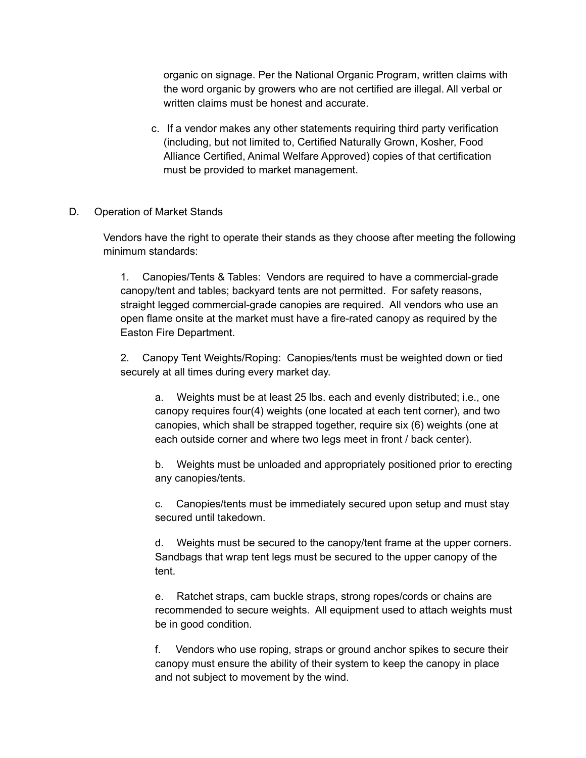organic on signage. Per the National Organic Program, written claims with the word organic by growers who are not certified are illegal. All verbal or written claims must be honest and accurate.

c. If a vendor makes any other statements requiring third party verification (including, but not limited to, Certified Naturally Grown, Kosher, Food Alliance Certified, Animal Welfare Approved) copies of that certification must be provided to market management.

## D. Operation of Market Stands

Vendors have the right to operate their stands as they choose after meeting the following minimum standards:

1. Canopies/Tents & Tables: Vendors are required to have a commercial-grade canopy/tent and tables; backyard tents are not permitted. For safety reasons, straight legged commercial-grade canopies are required. All vendors who use an open flame onsite at the market must have a fire-rated canopy as required by the Easton Fire Department.

2. Canopy Tent Weights/Roping: Canopies/tents must be weighted down or tied securely at all times during every market day.

   a. Weights must be at least 25 lbs. each and evenly distributed; i.e., one canopy requires four(4) weights (one located at each tent corner), and two canopies, which shall be strapped together, require six (6) weights (one at each outside corner and where two legs meet in front / back center).

   b. Weights must be unloaded and appropriately positioned prior to erecting any canopies/tents.

   c. Canopies/tents must be immediately secured upon setup and must stay secured until takedown.

   d. Weights must be secured to the canopy/tent frame at the upper corners. Sandbags that wrap tent legs must be secured to the upper canopy of the tent.

   e. Ratchet straps, cam buckle straps, strong ropes/cords or chains are recommended to secure weights. All equipment used to attach weights must be in good condition.

   f. Vendors who use roping, straps or ground anchor spikes to secure their canopy must ensure the ability of their system to keep the canopy in place and not subject to movement by the wind.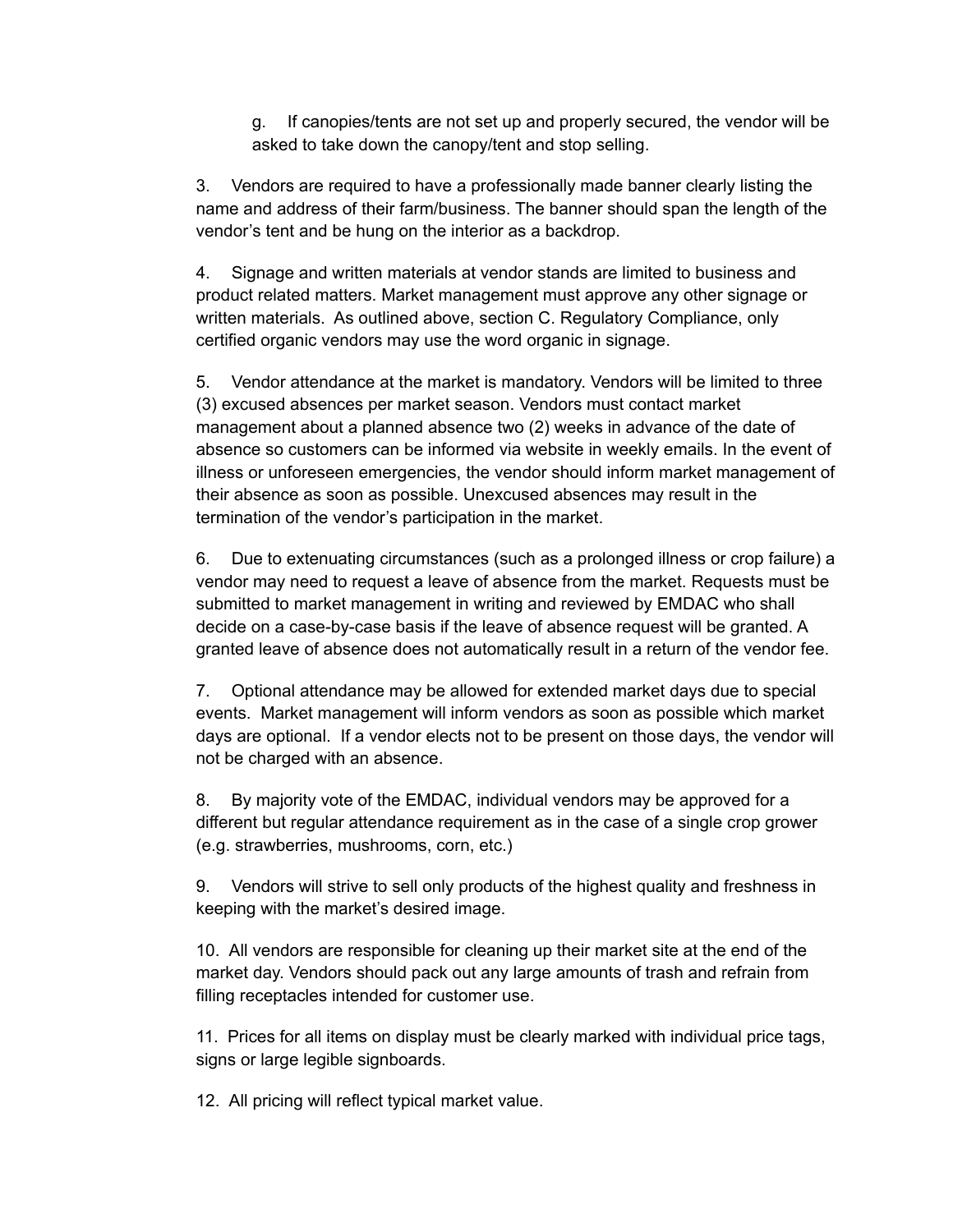g. If canopies/tents are not set up and properly secured, the vendor will be asked to take down the canopy/tent and stop selling.

3. Vendors are required to have a professionally made banner clearly listing the name and address of their farm/business. The banner should span the length of the vendor's tent and be hung on the interior as a backdrop.

4. Signage and written materials at vendor stands are limited to business and product related matters. Market management must approve any other signage or written materials. As outlined above, section C. Regulatory Compliance, only certified organic vendors may use the word organic in signage.

5. Vendor attendance at the market is mandatory. Vendors will be limited to three (3) excused absences per market season. Vendors must contact market management about a planned absence two (2) weeks in advance of the date of absence so customers can be informed via website in weekly emails. In the event of illness or unforeseen emergencies, the vendor should inform market management of their absence as soon as possible. Unexcused absences may result in the termination of the vendor's participation in the market.

6. Due to extenuating circumstances (such as a prolonged illness or crop failure) a vendor may need to request a leave of absence from the market. Requests must be submitted to market management in writing and reviewed by EMDAC who shall decide on a case-by-case basis if the leave of absence request will be granted. A granted leave of absence does not automatically result in a return of the vendor fee.

7. Optional attendance may be allowed for extended market days due to special events. Market management will inform vendors as soon as possible which market days are optional. If a vendor elects not to be present on those days, the vendor will not be charged with an absence.

8. By majority vote of the EMDAC, individual vendors may be approved for a different but regular attendance requirement as in the case of a single crop grower (e.g. strawberries, mushrooms, corn, etc.)

9. Vendors will strive to sell only products of the highest quality and freshness in keeping with the market's desired image.

10. All vendors are responsible for cleaning up their market site at the end of the market day. Vendors should pack out any large amounts of trash and refrain from filling receptacles intended for customer use.

11. Prices for all items on display must be clearly marked with individual price tags, signs or large legible signboards.

12. All pricing will reflect typical market value.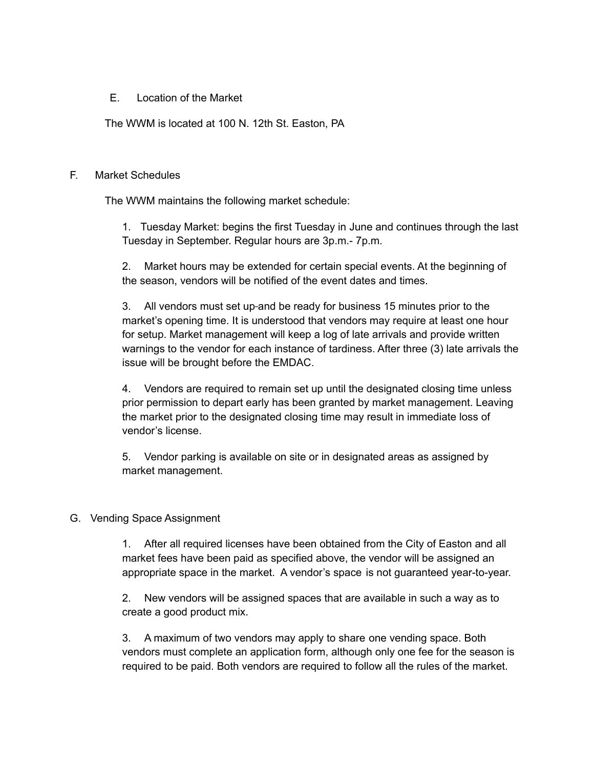## E. Location of the Market

The WWM is located at 100 N. 12th St. Easton, PA

## F. Market Schedules

The WWM maintains the following market schedule:

1. Tuesday Market: begins the first Tuesday in June and continues through the last Tuesday in September. Regular hours are 3p.m.- 7p.m.

2. Market hours may be extended for certain special events. At the beginning of the season, vendors will be notified of the event dates and times.

3. All vendors must set up and be ready for business 15 minutes prior to the market's opening time. It is understood that vendors may require at least one hour for setup. Market management will keep a log of late arrivals and provide written warnings to the vendor for each instance of tardiness. After three (3) late arrivals the issue will be brought before the EMDAC.

4. Vendors are required to remain set up until the designated closing time unless prior permission to depart early has been granted by market management. Leaving the market prior to the designated closing time may result in immediate loss of vendor's license.

5. Vendor parking is available on site or in designated areas as assigned by market management.

## G. Vending Space Assignment

1. After all required licenses have been obtained from the City of Easton and all market fees have been paid as specified above, the vendor will be assigned an appropriate space in the market. A vendor's space is not guaranteed year-to-year.

2. New vendors will be assigned spaces that are available in such a way as to create a good product mix.

3. A maximum of two vendors may apply to share one vending space. Both vendors must complete an application form, although only one fee for the season is required to be paid. Both vendors are required to follow all the rules of the market.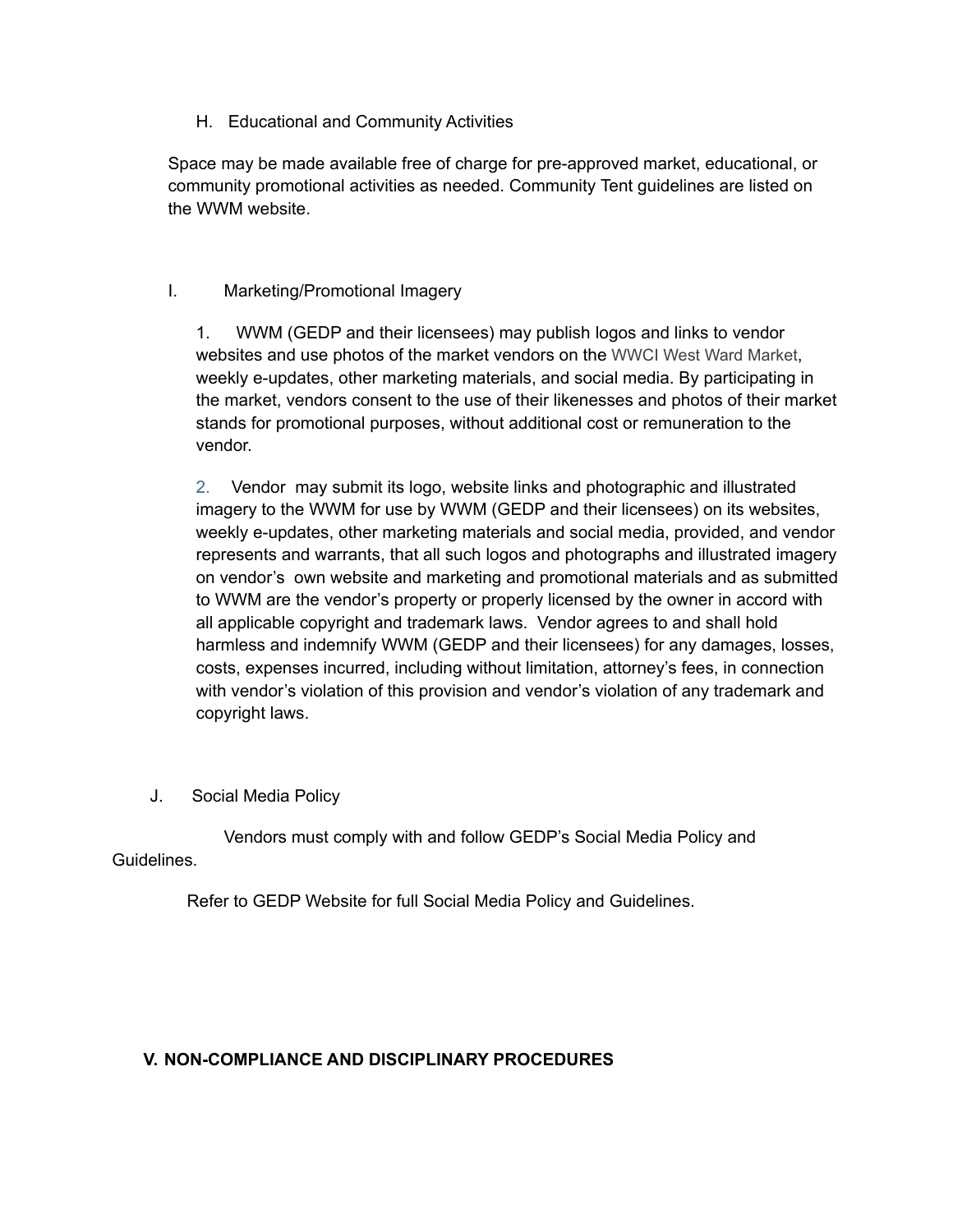### H. Educational and Community Activities

Space may be made available free of charge for pre-approved market, educational, or community promotional activities as needed. Community Tent guidelines are listed on the WWM website.

### I. Marketing/Promotional Imagery

1. WWM (GEDP and their licensees) may publish logos and links to vendor websites and use photos of the market vendors on the WWCI West Ward Market, weekly e-updates, other marketing materials, and social media. By participating in the market, vendors consent to the use of their likenesses and photos of their market stands for promotional purposes, without additional cost or remuneration to the vendor.

2. Vendor may submit its logo, website links and photographic and illustrated imagery to the WWM for use by WWM (GEDP and their licensees) on its websites, weekly e-updates, other marketing materials and social media, provided, and vendor represents and warrants, that all such logos and photographs and illustrated imagery on vendor's own website and marketing and promotional materials and as submitted to WWM are the vendor's property or properly licensed by the owner in accord with all applicable copyright and trademark laws. Vendor agrees to and shall hold harmless and indemnify WWM (GEDP and their licensees) for any damages, losses, costs, expenses incurred, including without limitation, attorney's fees, in connection with vendor's violation of this provision and vendor's violation of any trademark and copyright laws.

### J. Social Media Policy

Vendors must comply with and follow GEDP's Social Media Policy and Guidelines.

Refer to GEDP Website for full Social Media Policy and Guidelines.

## V. NON-COMPLIANCE AND DISCIPLINARY PROCEDURES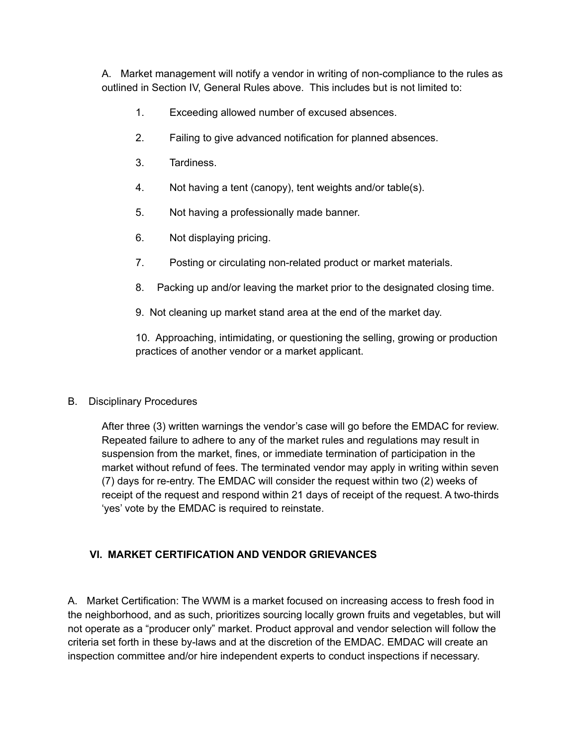A. Market management will notify a vendor in writing of non-compliance to the rules as outlined in Section IV, General Rules above. This includes but is not limited to:

1. Exceeding allowed number of excused absences.
2. Failing to give advanced notification for planned absences.
3. Tardiness.
4. Not having a tent (canopy), tent weights and/or table(s).
5. Not having a professionally made banner.
6. Not displaying pricing.
7. Posting or circulating non-related product or market materials.
8. Packing up and/or leaving the market prior to the designated closing time.
9. Not cleaning up market stand area at the end of the market day.
10. Approaching, intimidating, or questioning the selling, growing or production practices of another vendor or a market applicant.

B. Disciplinary Procedures

After three (3) written warnings the vendor's case will go before the EMDAC for review. Repeated failure to adhere to any of the market rules and regulations may result in suspension from the market, fines, or immediate termination of participation in the market without refund of fees. The terminated vendor may apply in writing within seven (7) days for re-entry. The EMDAC will consider the request within two (2) weeks of receipt of the request and respond within 21 days of receipt of the request. A two-thirds 'yes' vote by the EMDAC is required to reinstate.

## VI. MARKET CERTIFICATION AND VENDOR GRIEVANCES

A. Market Certification: The WWM is a market focused on increasing access to fresh food in the neighborhood, and as such, prioritizes sourcing locally grown fruits and vegetables, but will not operate as a "producer only" market. Product approval and vendor selection will follow the criteria set forth in these by-laws and at the discretion of the EMDAC. EMDAC will create an inspection committee and/or hire independent experts to conduct inspections if necessary.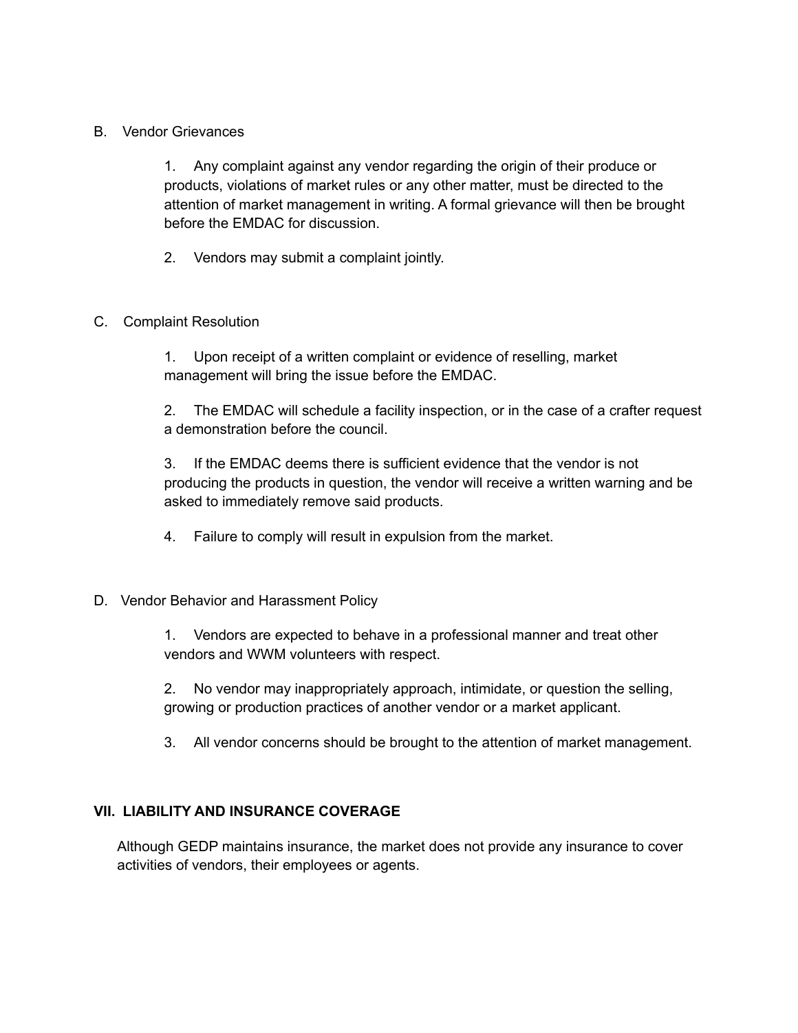B. Vendor Grievances

1. Any complaint against any vendor regarding the origin of their produce or products, violations of market rules or any other matter, must be directed to the attention of market management in writing. A formal grievance will then be brought before the EMDAC for discussion.

2. Vendors may submit a complaint jointly.

C. Complaint Resolution

1. Upon receipt of a written complaint or evidence of reselling, market management will bring the issue before the EMDAC.

2. The EMDAC will schedule a facility inspection, or in the case of a crafter request a demonstration before the council.

3. If the EMDAC deems there is sufficient evidence that the vendor is not producing the products in question, the vendor will receive a written warning and be asked to immediately remove said products.

4. Failure to comply will result in expulsion from the market.

D. Vendor Behavior and Harassment Policy

1. Vendors are expected to behave in a professional manner and treat other vendors and WWM volunteers with respect.

2. No vendor may inappropriately approach, intimidate, or question the selling, growing or production practices of another vendor or a market applicant.

3. All vendor concerns should be brought to the attention of market management.

## VII. LIABILITY AND INSURANCE COVERAGE

Although GEDP maintains insurance, the market does not provide any insurance to cover activities of vendors, their employees or agents.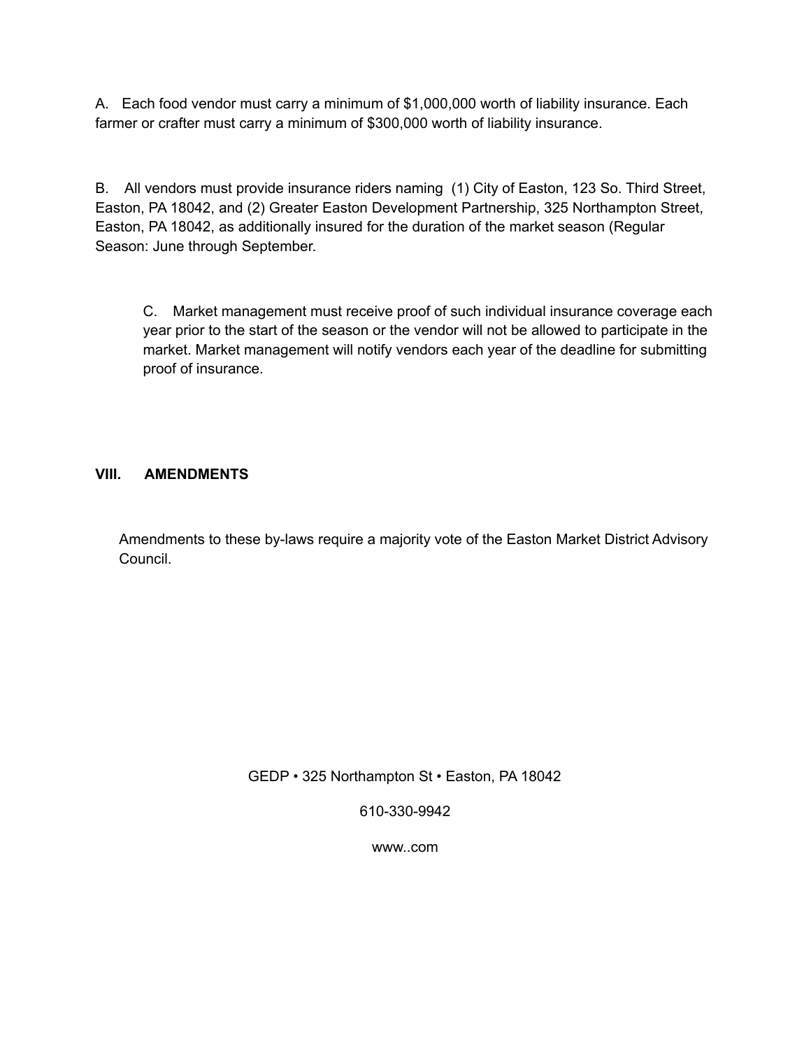A. Each food vendor must carry a minimum of $1,000,000 worth of liability insurance. Each farmer or crafter must carry a minimum of $300,000 worth of liability insurance.

B. All vendors must provide insurance riders naming (1) City of Easton, 123 So. Third Street, Easton, PA 18042, and (2) Greater Easton Development Partnership, 325 Northampton Street, Easton, PA 18042, as additionally insured for the duration of the market season (Regular Season: June through September.

C. Market management must receive proof of such individual insurance coverage each year prior to the start of the season or the vendor will not be allowed to participate in the market. Market management will notify vendors each year of the deadline for submitting proof of insurance.

## VIII. AMENDMENTS

Amendments to these by-laws require a majority vote of the Easton Market District Advisory Council.

GEDP • 325 Northampton St • Easton, PA 18042

610-330-9942

www..com